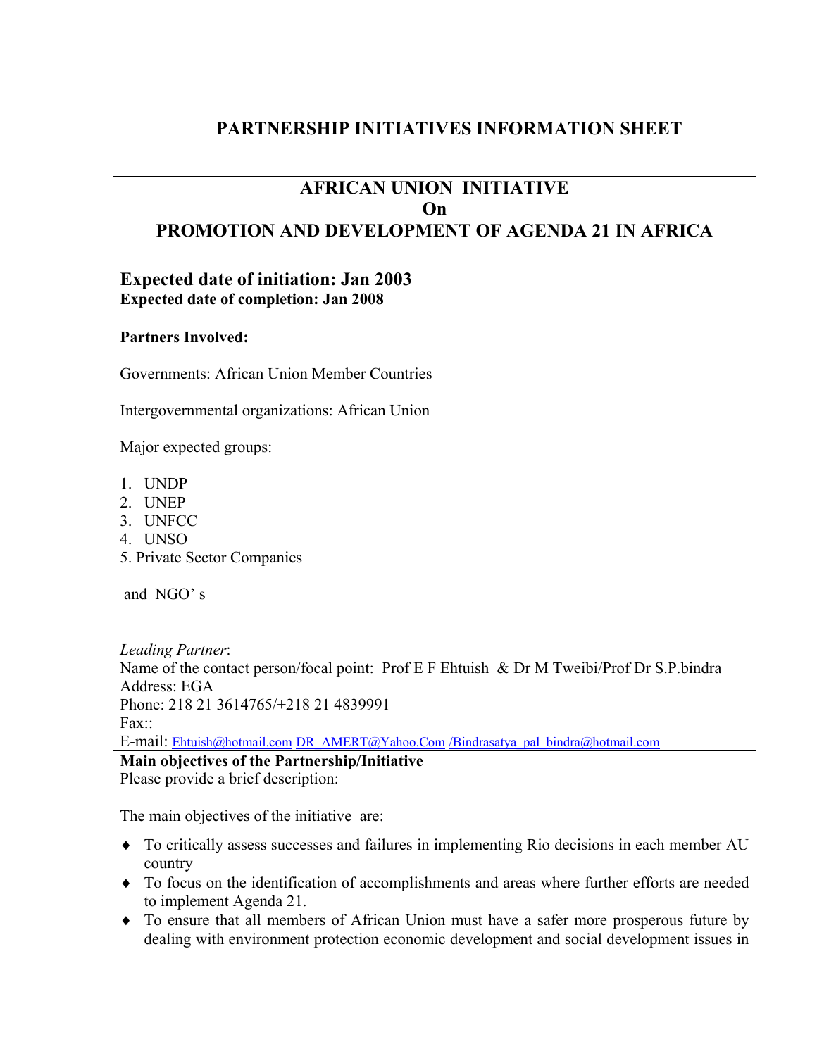# PARTNERSHIP INITIATIVES INFORMATION SHEET

## AFRICAN UNION INITIATIVE
## On
## PROMOTION AND DEVELOPMENT OF AGENDA 21 IN AFRICA

**Expected date of initiation: Jan 2003**
**Expected date of completion: Jan 2008**

**Partners Involved:**

Governments: African Union Member Countries

Intergovernmental organizations: African Union

Major expected groups:

1. UNDP
2. UNEP
3. UNFCC
4. UNSO
5. Private Sector Companies

and NGO' s

*Leading Partner*:
Name of the contact person/focal point: Prof E F Ehtuish & Dr M Tweibi/Prof Dr S.P.bindra
Address: EGA
Phone: 218 21 3614765/+218 21 4839991
Fax::
E-mail: Ehtuish@hotmail.com DR_AMERT@Yahoo.Com /Bindrasatya_pal_bindra@hotmail.com

**Main objectives of the Partnership/Initiative**
Please provide a brief description:

The main objectives of the initiative are:

- To critically assess successes and failures in implementing Rio decisions in each member AU country
- To focus on the identification of accomplishments and areas where further efforts are needed to implement Agenda 21.
- To ensure that all members of African Union must have a safer more prosperous future by dealing with environment protection economic development and social development issues in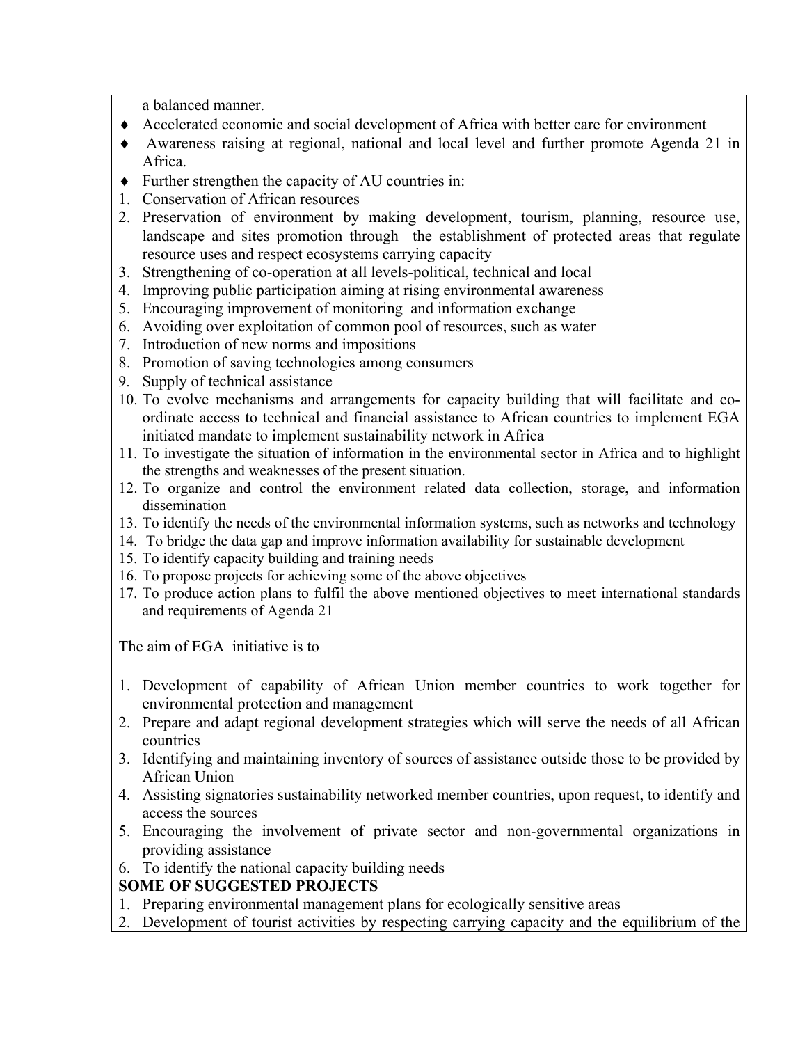a balanced manner.

- Accelerated economic and social development of Africa with better care for environment
- Awareness raising at regional, national and local level and further promote Agenda 21 in Africa.
- Further strengthen the capacity of AU countries in:

1. Conservation of African resources
2. Preservation of environment by making development, tourism, planning, resource use, landscape and sites promotion through the establishment of protected areas that regulate resource uses and respect ecosystems carrying capacity
3. Strengthening of co-operation at all levels-political, technical and local
4. Improving public participation aiming at rising environmental awareness
5. Encouraging improvement of monitoring and information exchange
6. Avoiding over exploitation of common pool of resources, such as water
7. Introduction of new norms and impositions
8. Promotion of saving technologies among consumers
9. Supply of technical assistance
10. To evolve mechanisms and arrangements for capacity building that will facilitate and co-ordinate access to technical and financial assistance to African countries to implement EGA initiated mandate to implement sustainability network in Africa
11. To investigate the situation of information in the environmental sector in Africa and to highlight the strengths and weaknesses of the present situation.
12. To organize and control the environment related data collection, storage, and information dissemination
13. To identify the needs of the environmental information systems, such as networks and technology
14. To bridge the data gap and improve information availability for sustainable development
15. To identify capacity building and training needs
16. To propose projects for achieving some of the above objectives
17. To produce action plans to fulfil the above mentioned objectives to meet international standards and requirements of Agenda 21

The aim of EGA initiative is to

1. Development of capability of African Union member countries to work together for environmental protection and management
2. Prepare and adapt regional development strategies which will serve the needs of all African countries
3. Identifying and maintaining inventory of sources of assistance outside those to be provided by African Union
4. Assisting signatories sustainability networked member countries, upon request, to identify and access the sources
5. Encouraging the involvement of private sector and non-governmental organizations in providing assistance
6. To identify the national capacity building needs

**SOME OF SUGGESTED PROJECTS**

1. Preparing environmental management plans for ecologically sensitive areas
2. Development of tourist activities by respecting carrying capacity and the equilibrium of the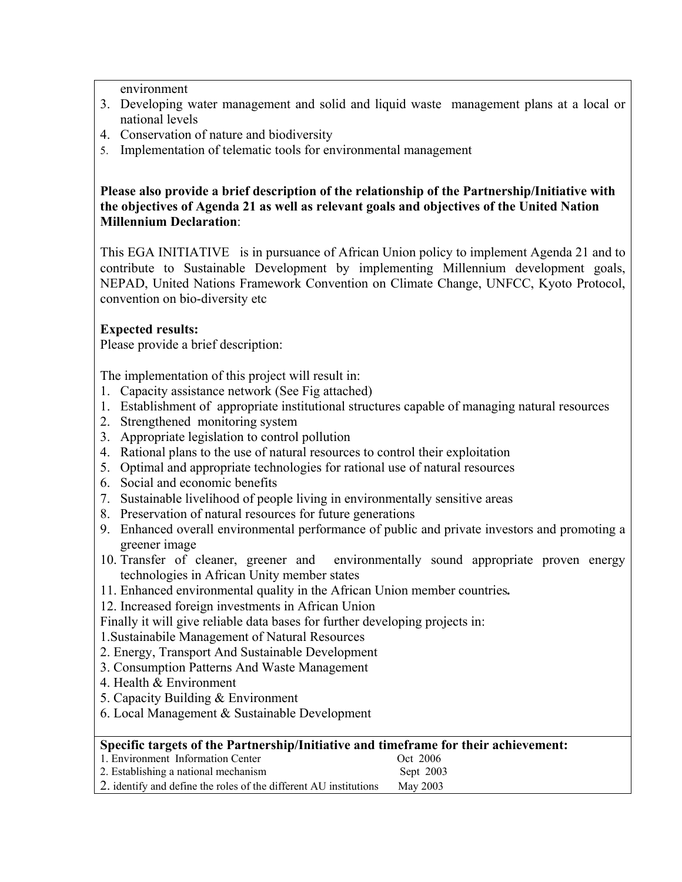environment

3. Developing water management and solid and liquid waste management plans at a local or national levels
4. Conservation of nature and biodiversity
5. Implementation of telematic tools for environmental management

**Please also provide a brief description of the relationship of the Partnership/Initiative with the objectives of Agenda 21 as well as relevant goals and objectives of the United Nation Millennium Declaration**:

This EGA INITIATIVE is in pursuance of African Union policy to implement Agenda 21 and to contribute to Sustainable Development by implementing Millennium development goals, NEPAD, United Nations Framework Convention on Climate Change, UNFCC, Kyoto Protocol, convention on bio-diversity etc

**Expected results:**

Please provide a brief description:

The implementation of this project will result in:

1. Capacity assistance network (See Fig attached)
1. Establishment of appropriate institutional structures capable of managing natural resources
2. Strengthened monitoring system
3. Appropriate legislation to control pollution
4. Rational plans to the use of natural resources to control their exploitation
5. Optimal and appropriate technologies for rational use of natural resources
6. Social and economic benefits
7. Sustainable livelihood of people living in environmentally sensitive areas
8. Preservation of natural resources for future generations
9. Enhanced overall environmental performance of public and private investors and promoting a greener image
10. Transfer of cleaner, greener and environmentally sound appropriate proven energy technologies in African Unity member states
11. Enhanced environmental quality in the African Union member countries**.**
12. Increased foreign investments in African Union

Finally it will give reliable data bases for further developing projects in:

1.Sustainabile Management of Natural Resources
2. Energy, Transport And Sustainable Development
3. Consumption Patterns And Waste Management
4. Health & Environment
5. Capacity Building & Environment
6. Local Management & Sustainable Development

**Specific targets of the Partnership/Initiative and timeframe for their achievement:**

| | |
|---|---|
| 1. Environment Information Center | Oct 2006 |
| 2. Establishing a national mechanism | Sept 2003 |
| 2. identify and define the roles of the different AU institutions | May 2003 |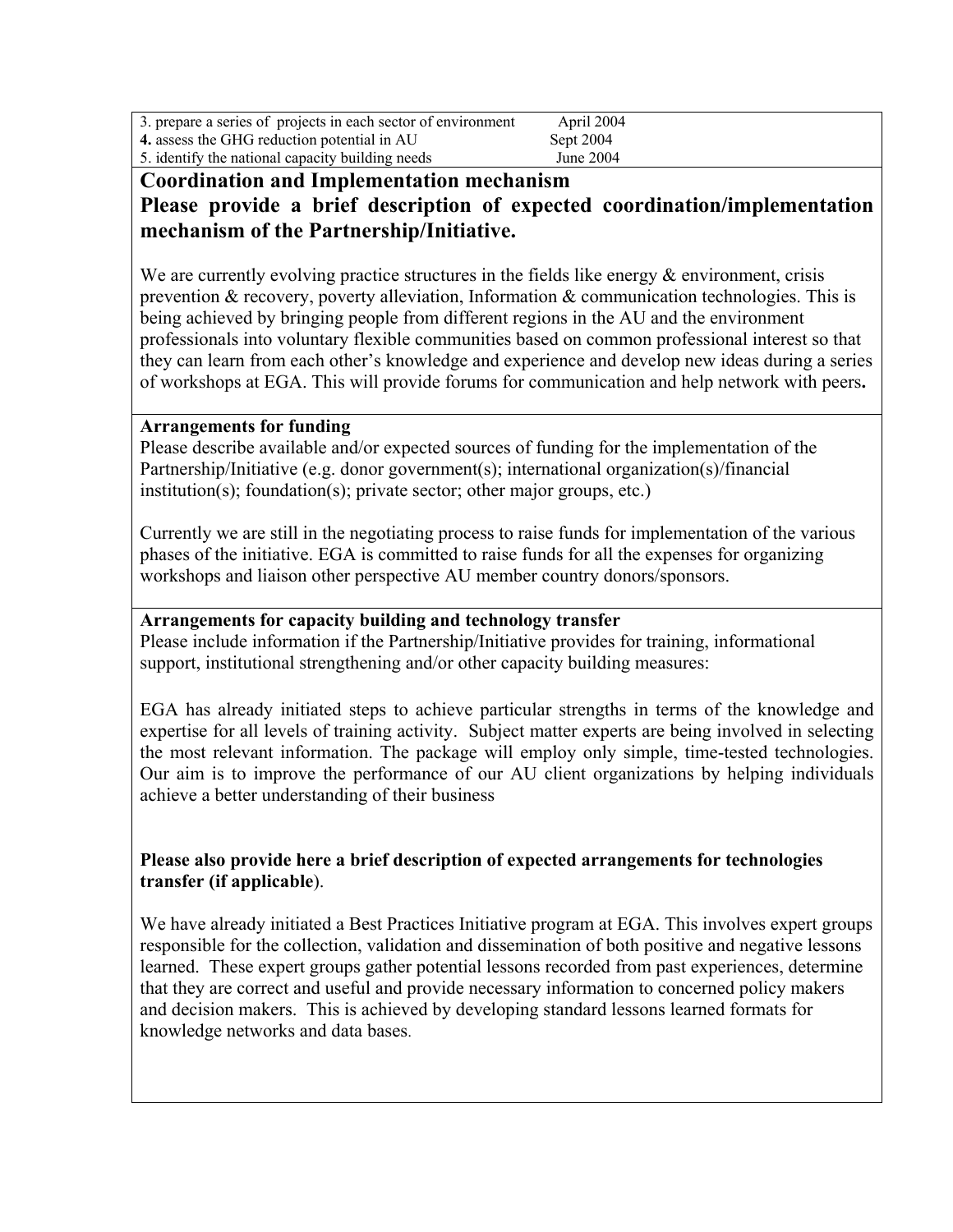| | |
|---|---|
| 3. prepare a series of projects in each sector of environment | April 2004 |
| **4.** assess the GHG reduction potential in AU | Sept 2004 |
| 5. identify the national capacity building needs | June 2004 |

## Coordination and Implementation mechanism

## Please provide a brief description of expected coordination/implementation mechanism of the Partnership/Initiative.

We are currently evolving practice structures in the fields like energy & environment, crisis prevention & recovery, poverty alleviation, Information & communication technologies. This is being achieved by bringing people from different regions in the AU and the environment professionals into voluntary flexible communities based on common professional interest so that they can learn from each other's knowledge and experience and develop new ideas during a series of workshops at EGA. This will provide forums for communication and help network with peers**.**

**Arrangements for funding**

Please describe available and/or expected sources of funding for the implementation of the Partnership/Initiative (e.g. donor government(s); international organization(s)/financial institution(s); foundation(s); private sector; other major groups, etc.)

Currently we are still in the negotiating process to raise funds for implementation of the various phases of the initiative. EGA is committed to raise funds for all the expenses for organizing workshops and liaison other perspective AU member country donors/sponsors.

**Arrangements for capacity building and technology transfer**

Please include information if the Partnership/Initiative provides for training, informational support, institutional strengthening and/or other capacity building measures:

EGA has already initiated steps to achieve particular strengths in terms of the knowledge and expertise for all levels of training activity. Subject matter experts are being involved in selecting the most relevant information. The package will employ only simple, time-tested technologies. Our aim is to improve the performance of our AU client organizations by helping individuals achieve a better understanding of their business

**Please also provide here a brief description of expected arrangements for technologies transfer (if applicable**).

We have already initiated a Best Practices Initiative program at EGA. This involves expert groups responsible for the collection, validation and dissemination of both positive and negative lessons learned. These expert groups gather potential lessons recorded from past experiences, determine that they are correct and useful and provide necessary information to concerned policy makers and decision makers. This is achieved by developing standard lessons learned formats for knowledge networks and data bases.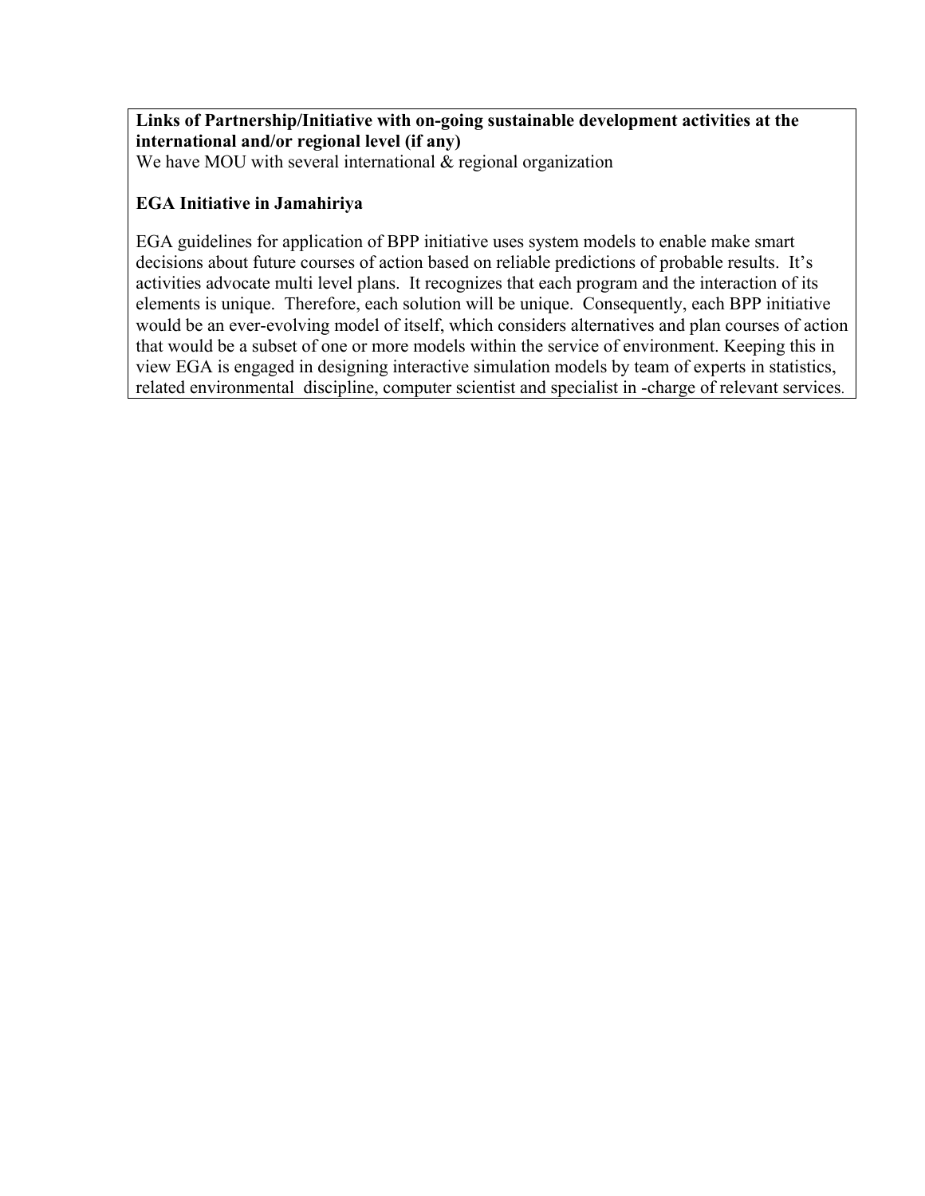**Links of Partnership/Initiative with on-going sustainable development activities at the international and/or regional level (if any)**

We have MOU with several international & regional organization

**EGA Initiative in Jamahiriya**

EGA guidelines for application of BPP initiative uses system models to enable make smart decisions about future courses of action based on reliable predictions of probable results. It's activities advocate multi level plans. It recognizes that each program and the interaction of its elements is unique. Therefore, each solution will be unique. Consequently, each BPP initiative would be an ever-evolving model of itself, which considers alternatives and plan courses of action that would be a subset of one or more models within the service of environment. Keeping this in view EGA is engaged in designing interactive simulation models by team of experts in statistics, related environmental discipline, computer scientist and specialist in -charge of relevant services.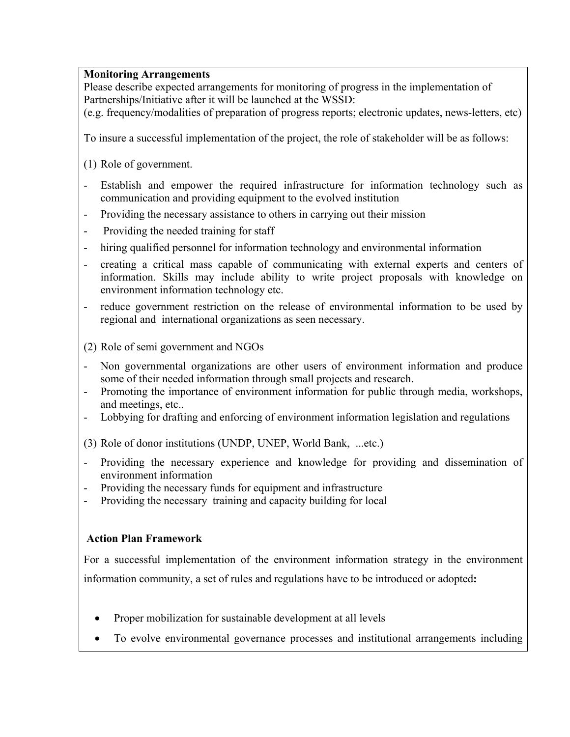**Monitoring Arrangements**

Please describe expected arrangements for monitoring of progress in the implementation of Partnerships/Initiative after it will be launched at the WSSD:
(e.g. frequency/modalities of preparation of progress reports; electronic updates, news-letters, etc)

To insure a successful implementation of the project, the role of stakeholder will be as follows:

(1) Role of government.

- Establish and empower the required infrastructure for information technology such as communication and providing equipment to the evolved institution
- Providing the necessary assistance to others in carrying out their mission
- Providing the needed training for staff
- hiring qualified personnel for information technology and environmental information
- creating a critical mass capable of communicating with external experts and centers of information. Skills may include ability to write project proposals with knowledge on environment information technology etc.
- reduce government restriction on the release of environmental information to be used by regional and international organizations as seen necessary.

(2) Role of semi government and NGOs

- Non governmental organizations are other users of environment information and produce some of their needed information through small projects and research.
- Promoting the importance of environment information for public through media, workshops, and meetings, etc..
- Lobbying for drafting and enforcing of environment information legislation and regulations

(3) Role of donor institutions (UNDP, UNEP, World Bank, ...etc.)

- Providing the necessary experience and knowledge for providing and dissemination of environment information
- Providing the necessary funds for equipment and infrastructure
- Providing the necessary training and capacity building for local

**Action Plan Framework**

For a successful implementation of the environment information strategy in the environment information community, a set of rules and regulations have to be introduced or adopted**:**

- Proper mobilization for sustainable development at all levels
- To evolve environmental governance processes and institutional arrangements including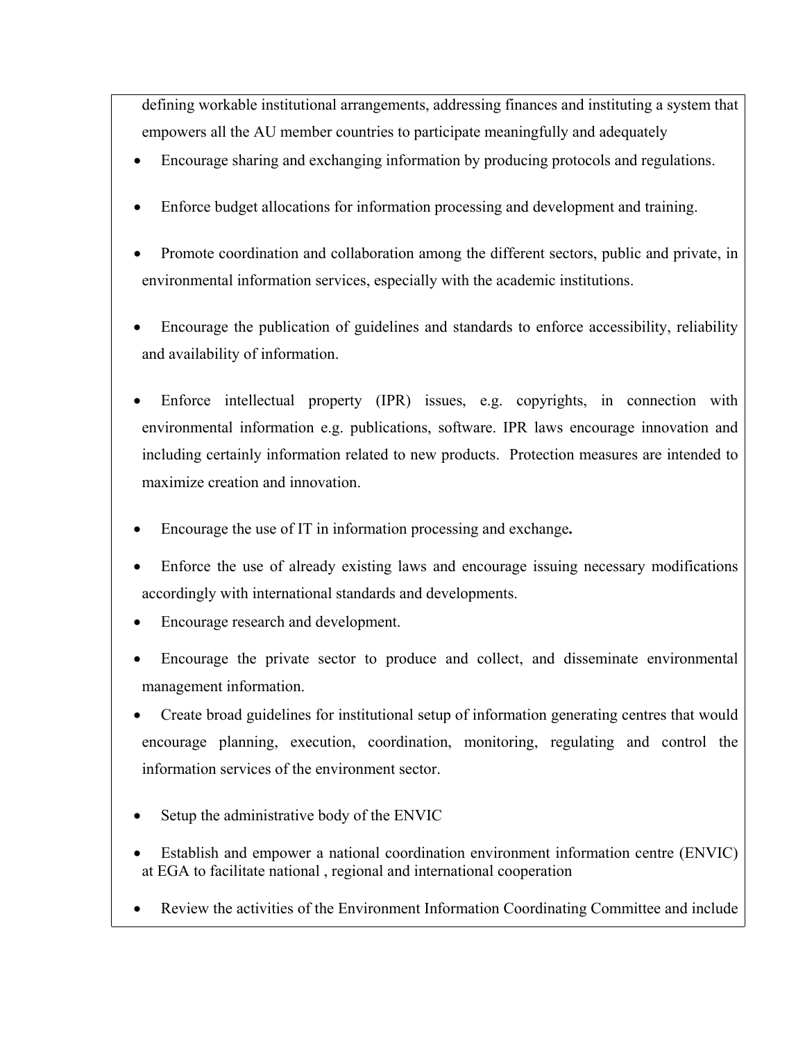defining workable institutional arrangements, addressing finances and instituting a system that empowers all the AU member countries to participate meaningfully and adequately

- Encourage sharing and exchanging information by producing protocols and regulations.
- Enforce budget allocations for information processing and development and training.
- Promote coordination and collaboration among the different sectors, public and private, in environmental information services, especially with the academic institutions.
- Encourage the publication of guidelines and standards to enforce accessibility, reliability and availability of information.
- Enforce intellectual property (IPR) issues, e.g. copyrights, in connection with environmental information e.g. publications, software. IPR laws encourage innovation and including certainly information related to new products. Protection measures are intended to maximize creation and innovation.
- Encourage the use of IT in information processing and exchange**.**
- Enforce the use of already existing laws and encourage issuing necessary modifications accordingly with international standards and developments.
- Encourage research and development.
- Encourage the private sector to produce and collect, and disseminate environmental management information.
- Create broad guidelines for institutional setup of information generating centres that would encourage planning, execution, coordination, monitoring, regulating and control the information services of the environment sector.
- Setup the administrative body of the ENVIC
- Establish and empower a national coordination environment information centre (ENVIC) at EGA to facilitate national , regional and international cooperation
- Review the activities of the Environment Information Coordinating Committee and include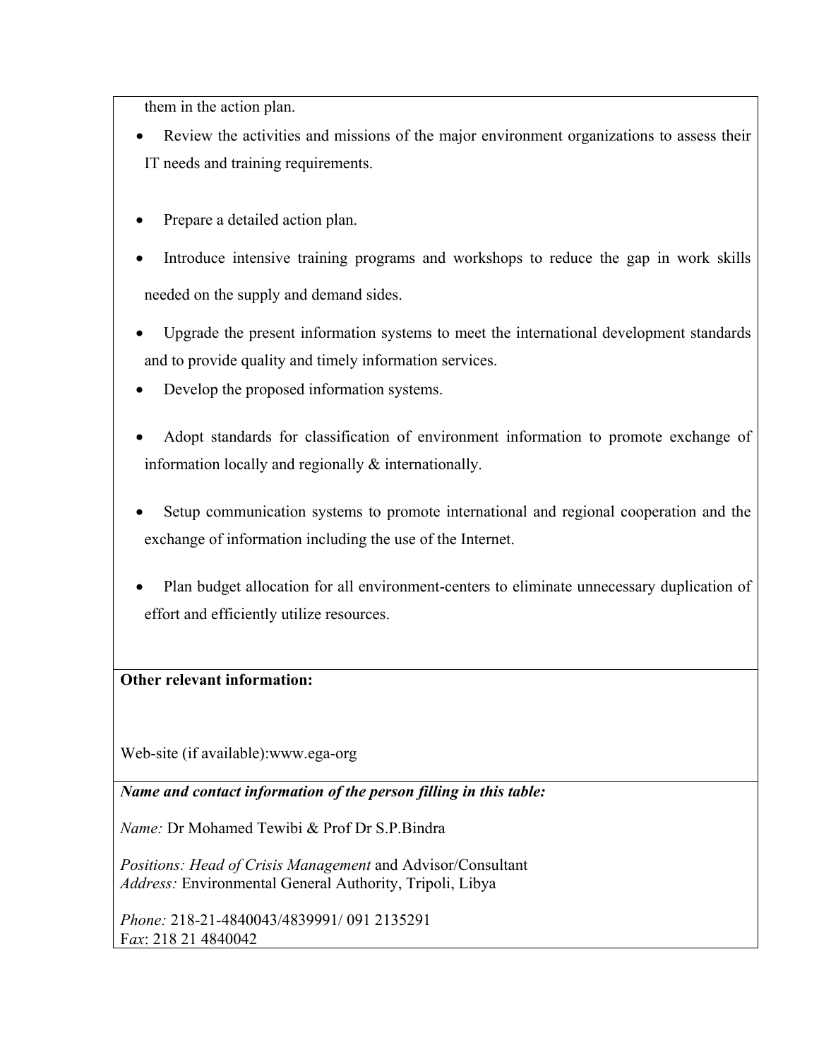them in the action plan.

- Review the activities and missions of the major environment organizations to assess their IT needs and training requirements.
- Prepare a detailed action plan.
- Introduce intensive training programs and workshops to reduce the gap in work skills needed on the supply and demand sides.
- Upgrade the present information systems to meet the international development standards and to provide quality and timely information services.
- Develop the proposed information systems.
- Adopt standards for classification of environment information to promote exchange of information locally and regionally & internationally.
- Setup communication systems to promote international and regional cooperation and the exchange of information including the use of the Internet.
- Plan budget allocation for all environment-centers to eliminate unnecessary duplication of effort and efficiently utilize resources.

**Other relevant information:**

Web-site (if available):www.ega-org

***Name and contact information of the person filling in this table:***

*Name:* Dr Mohamed Tewibi & Prof Dr S.P.Bindra

*Positions: Head of Crisis Management* and Advisor/Consultant
*Address:* Environmental General Authority, Tripoli, Libya

*Phone:* 218-21-4840043/4839991/ 091 2135291
F*ax*: 218 21 4840042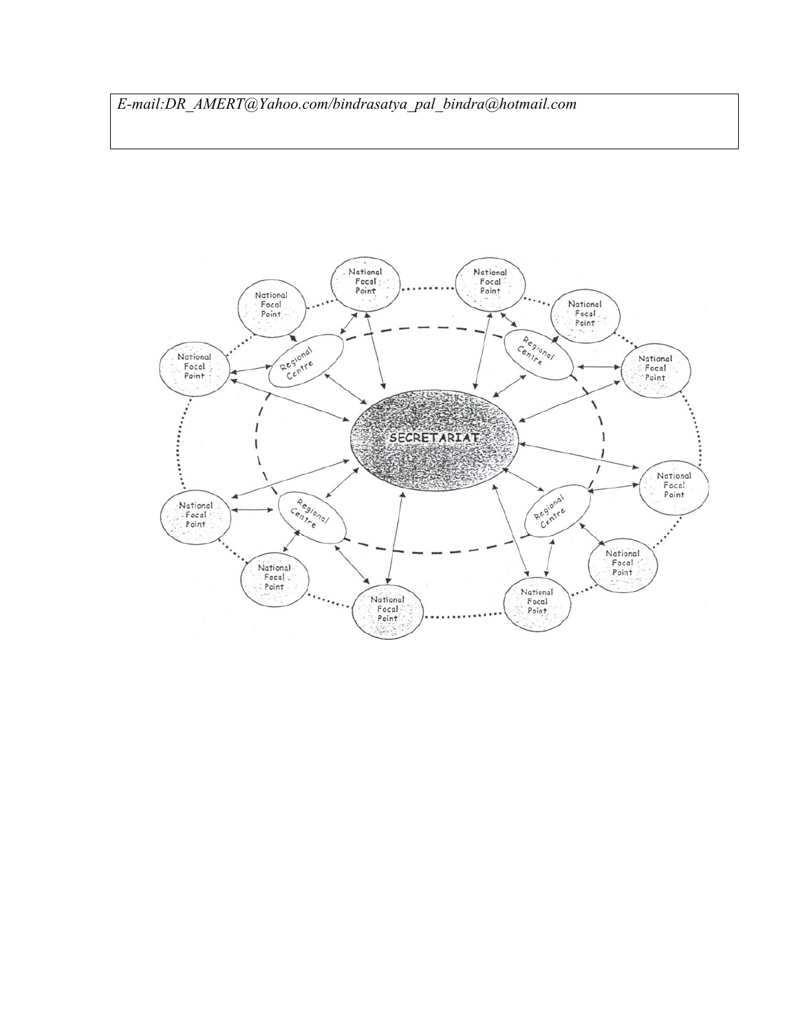E-mail:DR_AMERT@Yahoo.com/bindrasatya_pal_bindra@hotmail.com

National Focal Point
National Focal Point
National Focal Point
National Focal Point
National Focal Point
National Focal Point
National Focal Point
National Focal Point
National Focal Point
National Focal Point
National Focal Point
National Focal Point
Regional Centre
Regional Centre
Regional Centre
Regional Centre
SECRETARIAT